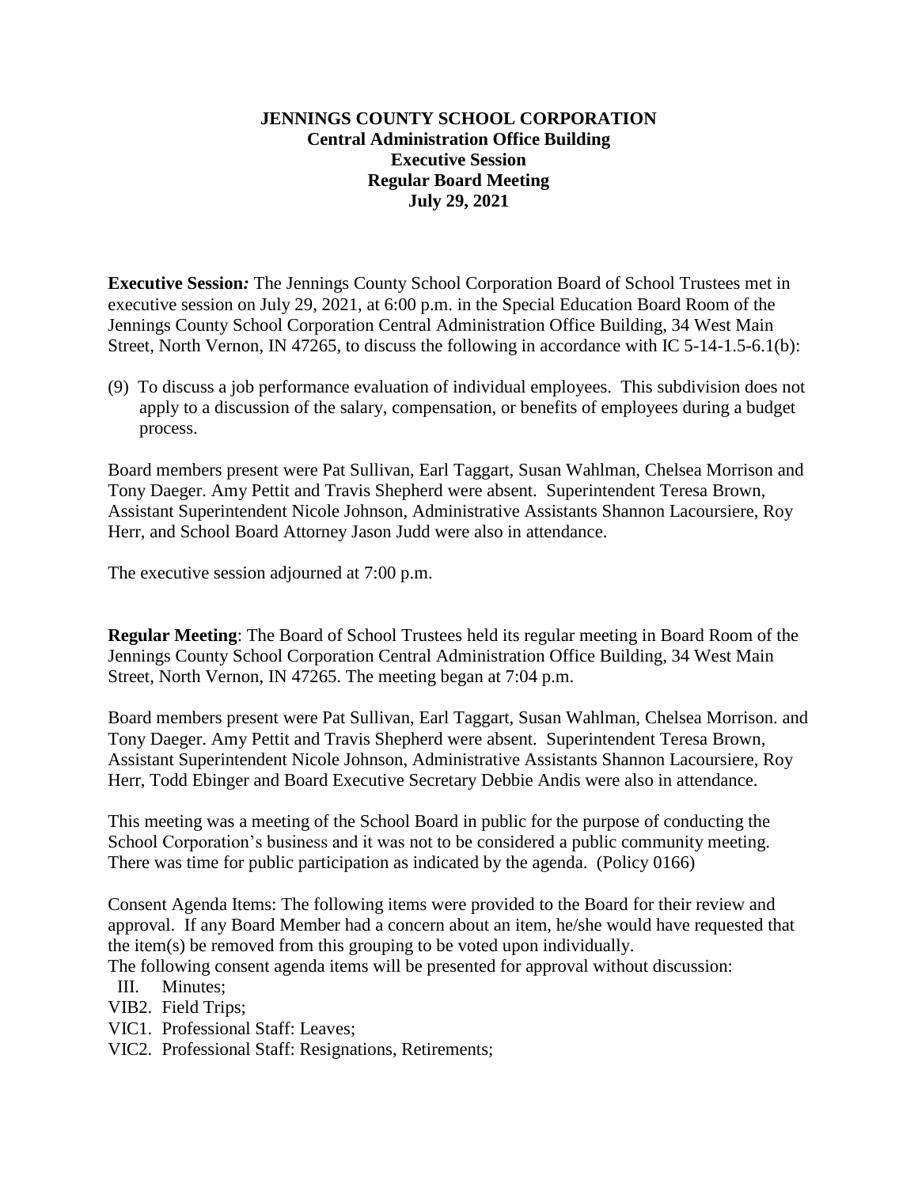**JENNINGS COUNTY SCHOOL CORPORATION**
**Central Administration Office Building**
**Executive Session**
**Regular Board Meeting**
**July 29, 2021**

**Executive Session*:*** The Jennings County School Corporation Board of School Trustees met in executive session on July 29, 2021, at 6:00 p.m. in the Special Education Board Room of the Jennings County School Corporation Central Administration Office Building, 34 West Main Street, North Vernon, IN 47265, to discuss the following in accordance with IC 5-14-1.5-6.1(b):

(9) To discuss a job performance evaluation of individual employees. This subdivision does not apply to a discussion of the salary, compensation, or benefits of employees during a budget process.

Board members present were Pat Sullivan, Earl Taggart, Susan Wahlman, Chelsea Morrison and Tony Daeger. Amy Pettit and Travis Shepherd were absent. Superintendent Teresa Brown, Assistant Superintendent Nicole Johnson, Administrative Assistants Shannon Lacoursiere, Roy Herr, and School Board Attorney Jason Judd were also in attendance.

The executive session adjourned at 7:00 p.m.

**Regular Meeting**: The Board of School Trustees held its regular meeting in Board Room of the Jennings County School Corporation Central Administration Office Building, 34 West Main Street, North Vernon, IN 47265. The meeting began at 7:04 p.m.

Board members present were Pat Sullivan, Earl Taggart, Susan Wahlman, Chelsea Morrison. and Tony Daeger. Amy Pettit and Travis Shepherd were absent. Superintendent Teresa Brown, Assistant Superintendent Nicole Johnson, Administrative Assistants Shannon Lacoursiere, Roy Herr, Todd Ebinger and Board Executive Secretary Debbie Andis were also in attendance.

This meeting was a meeting of the School Board in public for the purpose of conducting the School Corporation's business and it was not to be considered a public community meeting. There was time for public participation as indicated by the agenda. (Policy 0166)

Consent Agenda Items: The following items were provided to the Board for their review and approval. If any Board Member had a concern about an item, he/she would have requested that the item(s) be removed from this grouping to be voted upon individually.
The following consent agenda items will be presented for approval without discussion:

III. Minutes;
VIB2. Field Trips;
VIC1. Professional Staff: Leaves;
VIC2. Professional Staff: Resignations, Retirements;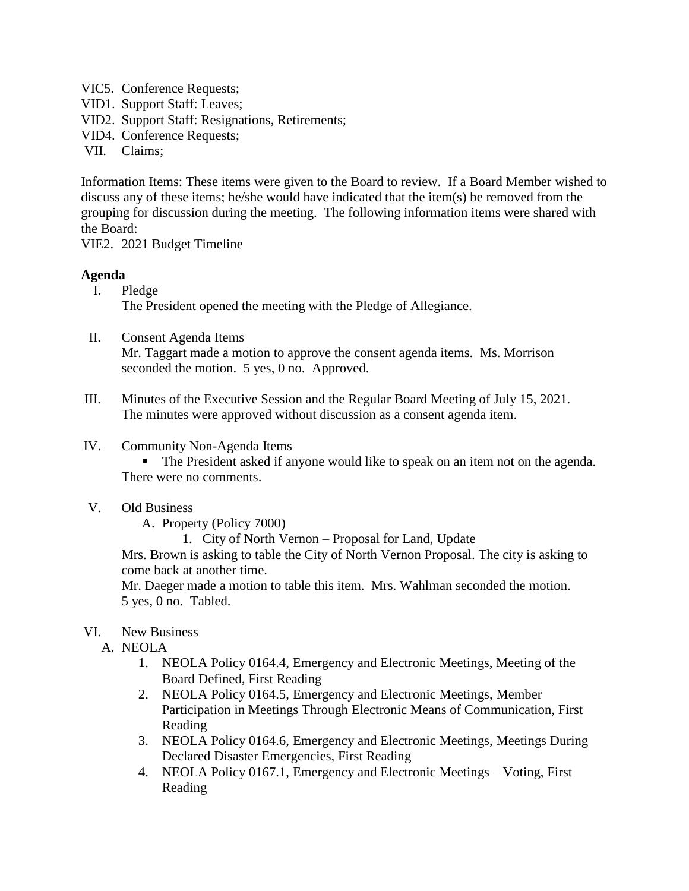VIC5. Conference Requests;
VID1. Support Staff: Leaves;
VID2. Support Staff: Resignations, Retirements;
VID4. Conference Requests;
VII. Claims;

Information Items: These items were given to the Board to review. If a Board Member wished to discuss any of these items; he/she would have indicated that the item(s) be removed from the grouping for discussion during the meeting. The following information items were shared with the Board:
VIE2. 2021 Budget Timeline

**Agenda**

I. Pledge
The President opened the meeting with the Pledge of Allegiance.

II. Consent Agenda Items
Mr. Taggart made a motion to approve the consent agenda items. Ms. Morrison seconded the motion. 5 yes, 0 no. Approved.

III. Minutes of the Executive Session and the Regular Board Meeting of July 15, 2021.
The minutes were approved without discussion as a consent agenda item.

IV. Community Non-Agenda Items
- The President asked if anyone would like to speak on an item not on the agenda.
There were no comments.

V. Old Business
A. Property (Policy 7000)
1. City of North Vernon – Proposal for Land, Update

Mrs. Brown is asking to table the City of North Vernon Proposal. The city is asking to come back at another time.
Mr. Daeger made a motion to table this item. Mrs. Wahlman seconded the motion. 5 yes, 0 no. Tabled.

VI. New Business
A. NEOLA
1. NEOLA Policy 0164.4, Emergency and Electronic Meetings, Meeting of the Board Defined, First Reading
2. NEOLA Policy 0164.5, Emergency and Electronic Meetings, Member Participation in Meetings Through Electronic Means of Communication, First Reading
3. NEOLA Policy 0164.6, Emergency and Electronic Meetings, Meetings During Declared Disaster Emergencies, First Reading
4. NEOLA Policy 0167.1, Emergency and Electronic Meetings – Voting, First Reading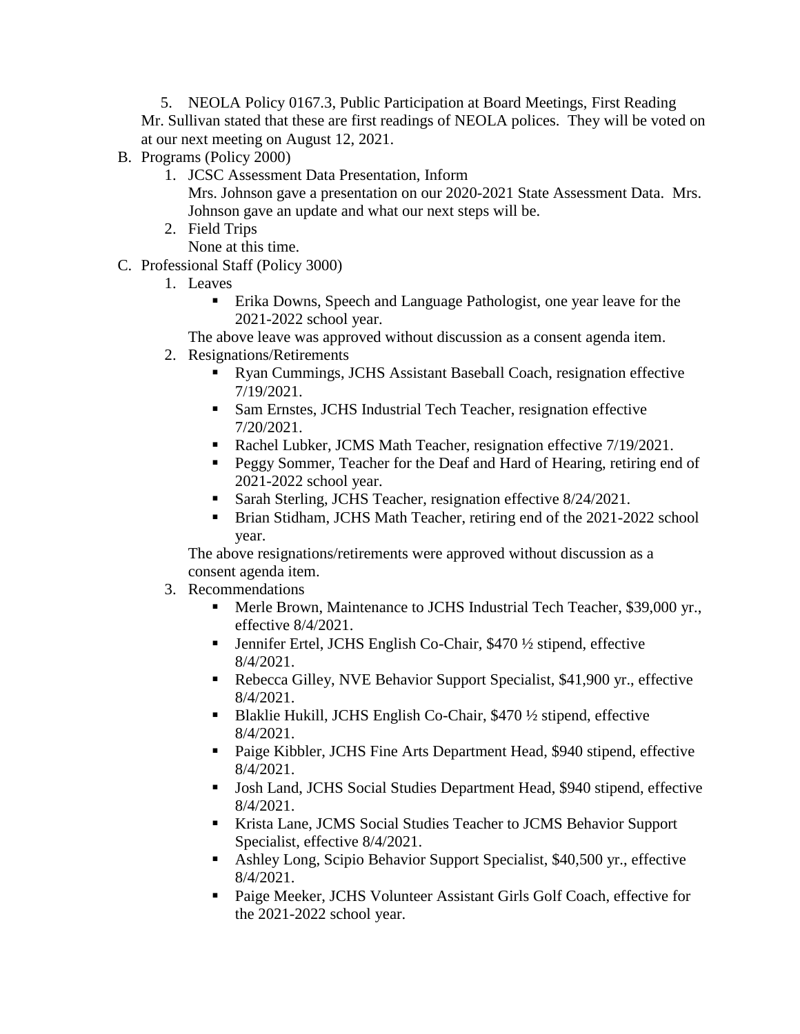5. NEOLA Policy 0167.3, Public Participation at Board Meetings, First Reading

Mr. Sullivan stated that these are first readings of NEOLA polices. They will be voted on at our next meeting on August 12, 2021.

B. Programs (Policy 2000)
   1. JCSC Assessment Data Presentation, Inform
      Mrs. Johnson gave a presentation on our 2020-2021 State Assessment Data. Mrs. Johnson gave an update and what our next steps will be.
   2. Field Trips
      None at this time.

C. Professional Staff (Policy 3000)
   1. Leaves
      - Erika Downs, Speech and Language Pathologist, one year leave for the 2021-2022 school year.

      The above leave was approved without discussion as a consent agenda item.
   2. Resignations/Retirements
      - Ryan Cummings, JCHS Assistant Baseball Coach, resignation effective 7/19/2021.
      - Sam Ernstes, JCHS Industrial Tech Teacher, resignation effective 7/20/2021.
      - Rachel Lubker, JCMS Math Teacher, resignation effective 7/19/2021.
      - Peggy Sommer, Teacher for the Deaf and Hard of Hearing, retiring end of 2021-2022 school year.
      - Sarah Sterling, JCHS Teacher, resignation effective 8/24/2021.
      - Brian Stidham, JCHS Math Teacher, retiring end of the 2021-2022 school year.

      The above resignations/retirements were approved without discussion as a consent agenda item.
   3. Recommendations
      - Merle Brown, Maintenance to JCHS Industrial Tech Teacher, $39,000 yr., effective 8/4/2021.
      - Jennifer Ertel, JCHS English Co-Chair, $470 ½ stipend, effective 8/4/2021.
      - Rebecca Gilley, NVE Behavior Support Specialist, $41,900 yr., effective 8/4/2021.
      - Blaklie Hukill, JCHS English Co-Chair, $470 ½ stipend, effective 8/4/2021.
      - Paige Kibbler, JCHS Fine Arts Department Head, $940 stipend, effective 8/4/2021.
      - Josh Land, JCHS Social Studies Department Head, $940 stipend, effective 8/4/2021.
      - Krista Lane, JCMS Social Studies Teacher to JCMS Behavior Support Specialist, effective 8/4/2021.
      - Ashley Long, Scipio Behavior Support Specialist, $40,500 yr., effective 8/4/2021.
      - Paige Meeker, JCHS Volunteer Assistant Girls Golf Coach, effective for the 2021-2022 school year.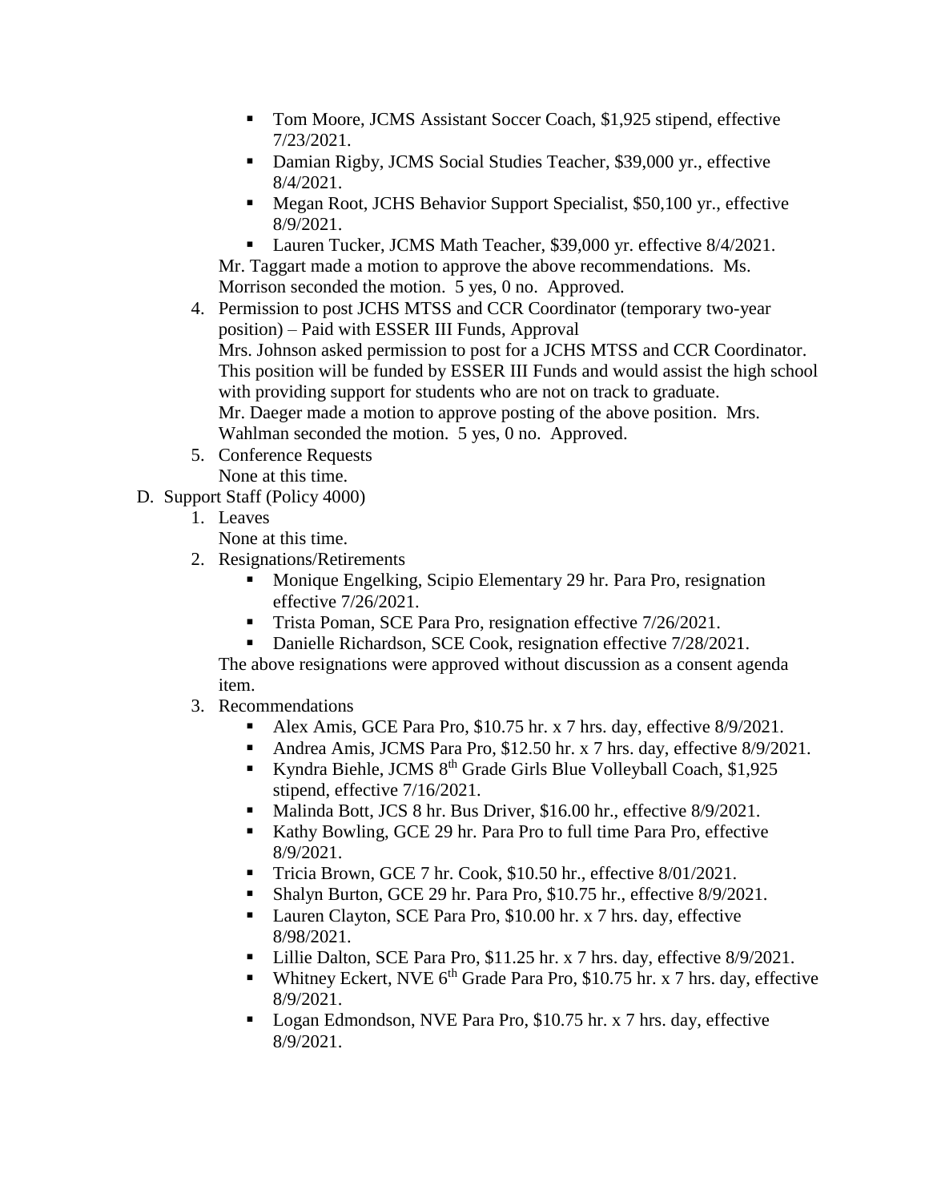- Tom Moore, JCMS Assistant Soccer Coach, $1,925 stipend, effective 7/23/2021.
- Damian Rigby, JCMS Social Studies Teacher, $39,000 yr., effective 8/4/2021.
- Megan Root, JCHS Behavior Support Specialist, $50,100 yr., effective 8/9/2021.
- Lauren Tucker, JCMS Math Teacher, $39,000 yr. effective 8/4/2021.

Mr. Taggart made a motion to approve the above recommendations. Ms. Morrison seconded the motion. 5 yes, 0 no. Approved.

4. Permission to post JCHS MTSS and CCR Coordinator (temporary two-year position) – Paid with ESSER III Funds, Approval
   Mrs. Johnson asked permission to post for a JCHS MTSS and CCR Coordinator. This position will be funded by ESSER III Funds and would assist the high school with providing support for students who are not on track to graduate.
   Mr. Daeger made a motion to approve posting of the above position. Mrs. Wahlman seconded the motion. 5 yes, 0 no. Approved.
5. Conference Requests
   None at this time.

D. Support Staff (Policy 4000)

1. Leaves
   None at this time.
2. Resignations/Retirements
   - Monique Engelking, Scipio Elementary 29 hr. Para Pro, resignation effective 7/26/2021.
   - Trista Poman, SCE Para Pro, resignation effective 7/26/2021.
   - Danielle Richardson, SCE Cook, resignation effective 7/28/2021.

   The above resignations were approved without discussion as a consent agenda item.
3. Recommendations
   - Alex Amis, GCE Para Pro, $10.75 hr. x 7 hrs. day, effective 8/9/2021.
   - Andrea Amis, JCMS Para Pro, $12.50 hr. x 7 hrs. day, effective 8/9/2021.
   - Kyndra Biehle, JCMS 8th Grade Girls Blue Volleyball Coach, $1,925 stipend, effective 7/16/2021.
   - Malinda Bott, JCS 8 hr. Bus Driver, $16.00 hr., effective 8/9/2021.
   - Kathy Bowling, GCE 29 hr. Para Pro to full time Para Pro, effective 8/9/2021.
   - Tricia Brown, GCE 7 hr. Cook, $10.50 hr., effective 8/01/2021.
   - Shalyn Burton, GCE 29 hr. Para Pro, $10.75 hr., effective 8/9/2021.
   - Lauren Clayton, SCE Para Pro, $10.00 hr. x 7 hrs. day, effective 8/98/2021.
   - Lillie Dalton, SCE Para Pro, $11.25 hr. x 7 hrs. day, effective 8/9/2021.
   - Whitney Eckert, NVE 6th Grade Para Pro, $10.75 hr. x 7 hrs. day, effective 8/9/2021.
   - Logan Edmondson, NVE Para Pro, $10.75 hr. x 7 hrs. day, effective 8/9/2021.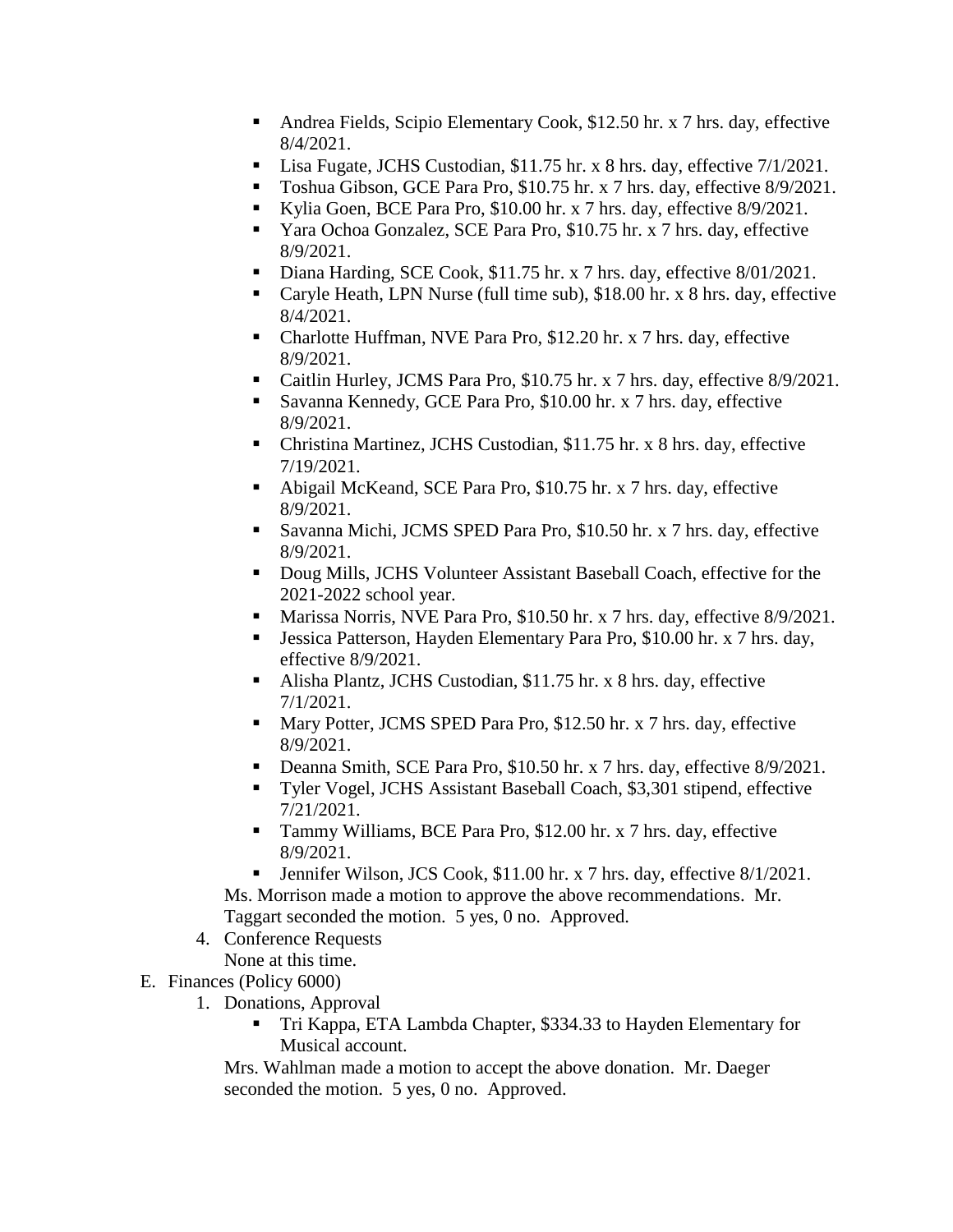- Andrea Fields, Scipio Elementary Cook, $12.50 hr. x 7 hrs. day, effective 8/4/2021.
- Lisa Fugate, JCHS Custodian, $11.75 hr. x 8 hrs. day, effective 7/1/2021.
- Toshua Gibson, GCE Para Pro, $10.75 hr. x 7 hrs. day, effective 8/9/2021.
- Kylia Goen, BCE Para Pro, $10.00 hr. x 7 hrs. day, effective 8/9/2021.
- Yara Ochoa Gonzalez, SCE Para Pro, $10.75 hr. x 7 hrs. day, effective 8/9/2021.
- Diana Harding, SCE Cook, $11.75 hr. x 7 hrs. day, effective 8/01/2021.
- Caryle Heath, LPN Nurse (full time sub), $18.00 hr. x 8 hrs. day, effective 8/4/2021.
- Charlotte Huffman, NVE Para Pro, $12.20 hr. x 7 hrs. day, effective 8/9/2021.
- Caitlin Hurley, JCMS Para Pro, $10.75 hr. x 7 hrs. day, effective 8/9/2021.
- Savanna Kennedy, GCE Para Pro, $10.00 hr. x 7 hrs. day, effective 8/9/2021.
- Christina Martinez, JCHS Custodian, $11.75 hr. x 8 hrs. day, effective 7/19/2021.
- Abigail McKeand, SCE Para Pro, $10.75 hr. x 7 hrs. day, effective 8/9/2021.
- Savanna Michi, JCMS SPED Para Pro, $10.50 hr. x 7 hrs. day, effective 8/9/2021.
- Doug Mills, JCHS Volunteer Assistant Baseball Coach, effective for the 2021-2022 school year.
- Marissa Norris, NVE Para Pro, $10.50 hr. x 7 hrs. day, effective 8/9/2021.
- Jessica Patterson, Hayden Elementary Para Pro, $10.00 hr. x 7 hrs. day, effective 8/9/2021.
- Alisha Plantz, JCHS Custodian, $11.75 hr. x 8 hrs. day, effective 7/1/2021.
- Mary Potter, JCMS SPED Para Pro, $12.50 hr. x 7 hrs. day, effective 8/9/2021.
- Deanna Smith, SCE Para Pro, $10.50 hr. x 7 hrs. day, effective 8/9/2021.
- Tyler Vogel, JCHS Assistant Baseball Coach, $3,301 stipend, effective 7/21/2021.
- Tammy Williams, BCE Para Pro, $12.00 hr. x 7 hrs. day, effective 8/9/2021.
- Jennifer Wilson, JCS Cook, $11.00 hr. x 7 hrs. day, effective 8/1/2021.

Ms. Morrison made a motion to approve the above recommendations. Mr. Taggart seconded the motion. 5 yes, 0 no. Approved.

4. Conference Requests

None at this time.

E. Finances (Policy 6000)

1. Donations, Approval
   - Tri Kappa, ETA Lambda Chapter, $334.33 to Hayden Elementary for Musical account.

   Mrs. Wahlman made a motion to accept the above donation. Mr. Daeger seconded the motion. 5 yes, 0 no. Approved.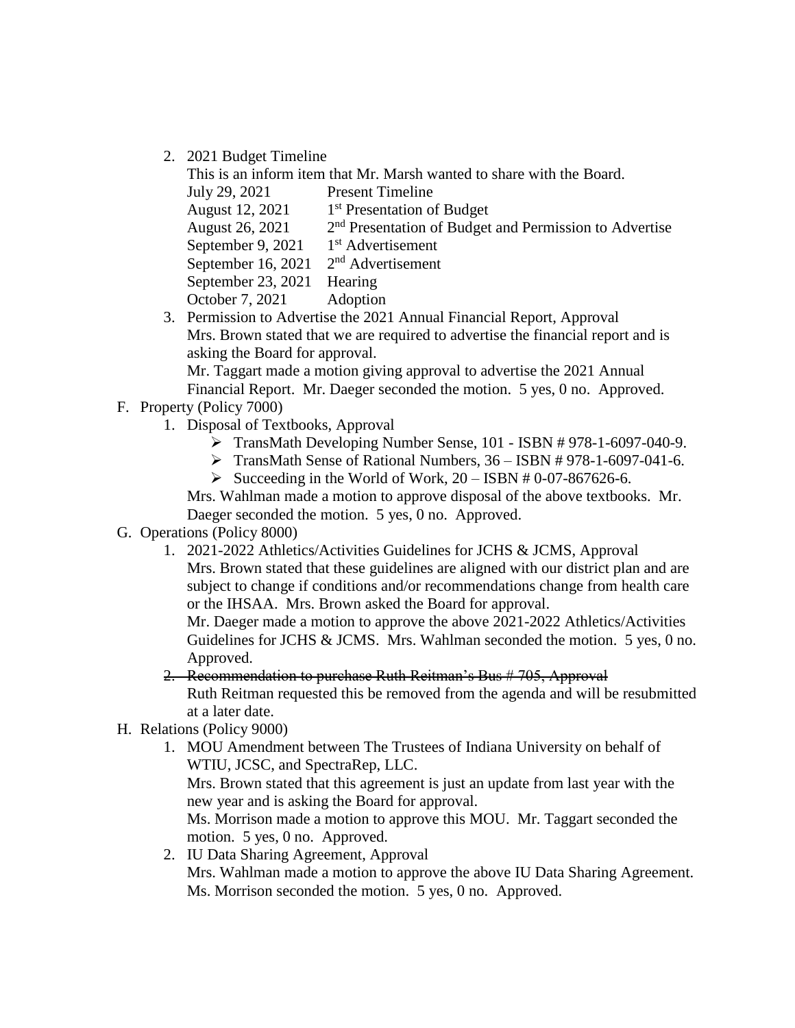2. 2021 Budget Timeline

   This is an inform item that Mr. Marsh wanted to share with the Board.

   | | |
   |---|---|
   | July 29, 2021 | Present Timeline |
   | August 12, 2021 | 1st Presentation of Budget |
   | August 26, 2021 | 2nd Presentation of Budget and Permission to Advertise |
   | September 9, 2021 | 1st Advertisement |
   | September 16, 2021 | 2nd Advertisement |
   | September 23, 2021 | Hearing |
   | October 7, 2021 | Adoption |

3. Permission to Advertise the 2021 Annual Financial Report, Approval

   Mrs. Brown stated that we are required to advertise the financial report and is asking the Board for approval.

   Mr. Taggart made a motion giving approval to advertise the 2021 Annual Financial Report. Mr. Daeger seconded the motion. 5 yes, 0 no. Approved.

F. Property (Policy 7000)

1. Disposal of Textbooks, Approval
   - TransMath Developing Number Sense, 101 - ISBN # 978-1-6097-040-9.
   - TransMath Sense of Rational Numbers, 36 – ISBN # 978-1-6097-041-6.
   - Succeeding in the World of Work, 20 – ISBN # 0-07-867626-6.

   Mrs. Wahlman made a motion to approve disposal of the above textbooks. Mr. Daeger seconded the motion. 5 yes, 0 no. Approved.

G. Operations (Policy 8000)

1. 2021-2022 Athletics/Activities Guidelines for JCHS & JCMS, Approval

   Mrs. Brown stated that these guidelines are aligned with our district plan and are subject to change if conditions and/or recommendations change from health care or the IHSAA. Mrs. Brown asked the Board for approval.

   Mr. Daeger made a motion to approve the above 2021-2022 Athletics/Activities Guidelines for JCHS & JCMS. Mrs. Wahlman seconded the motion. 5 yes, 0 no. Approved.

2. ~~Recommendation to purchase Ruth Reitman's Bus # 705, Approval~~

   Ruth Reitman requested this be removed from the agenda and will be resubmitted at a later date.

H. Relations (Policy 9000)

1. MOU Amendment between The Trustees of Indiana University on behalf of WTIU, JCSC, and SpectraRep, LLC.

   Mrs. Brown stated that this agreement is just an update from last year with the new year and is asking the Board for approval.

   Ms. Morrison made a motion to approve this MOU. Mr. Taggart seconded the motion. 5 yes, 0 no. Approved.

2. IU Data Sharing Agreement, Approval

   Mrs. Wahlman made a motion to approve the above IU Data Sharing Agreement. Ms. Morrison seconded the motion. 5 yes, 0 no. Approved.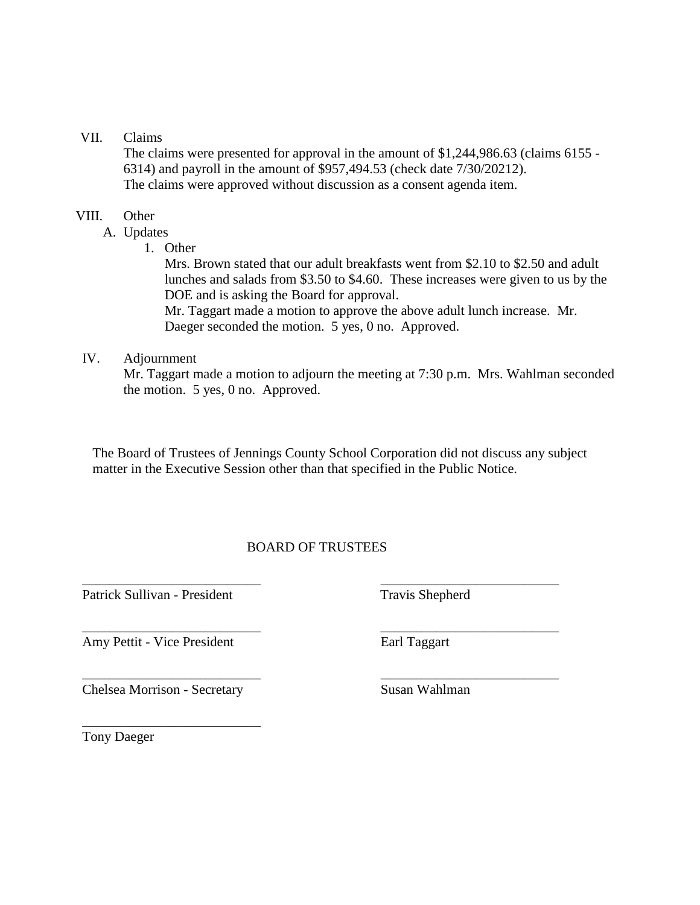VII. Claims

The claims were presented for approval in the amount of $1,244,986.63 (claims 6155 - 6314) and payroll in the amount of $957,494.53 (check date 7/30/20212). The claims were approved without discussion as a consent agenda item.

VIII. Other

A. Updates

1. Other

Mrs. Brown stated that our adult breakfasts went from $2.10 to $2.50 and adult lunches and salads from $3.50 to $4.60. These increases were given to us by the DOE and is asking the Board for approval.

Mr. Taggart made a motion to approve the above adult lunch increase. Mr. Daeger seconded the motion. 5 yes, 0 no. Approved.

IV. Adjournment

Mr. Taggart made a motion to adjourn the meeting at 7:30 p.m. Mrs. Wahlman seconded the motion. 5 yes, 0 no. Approved.

The Board of Trustees of Jennings County School Corporation did not discuss any subject matter in the Executive Session other than that specified in the Public Notice.

BOARD OF TRUSTEES

| | |
|---|---|
| ___________________________ | ___________________________ |
| Patrick Sullivan - President | Travis Shepherd |
| ___________________________ | ___________________________ |
| Amy Pettit - Vice President | Earl Taggart |
| ___________________________ | ___________________________ |
| Chelsea Morrison - Secretary | Susan Wahlman |
| ___________________________ | |
| Tony Daeger | |